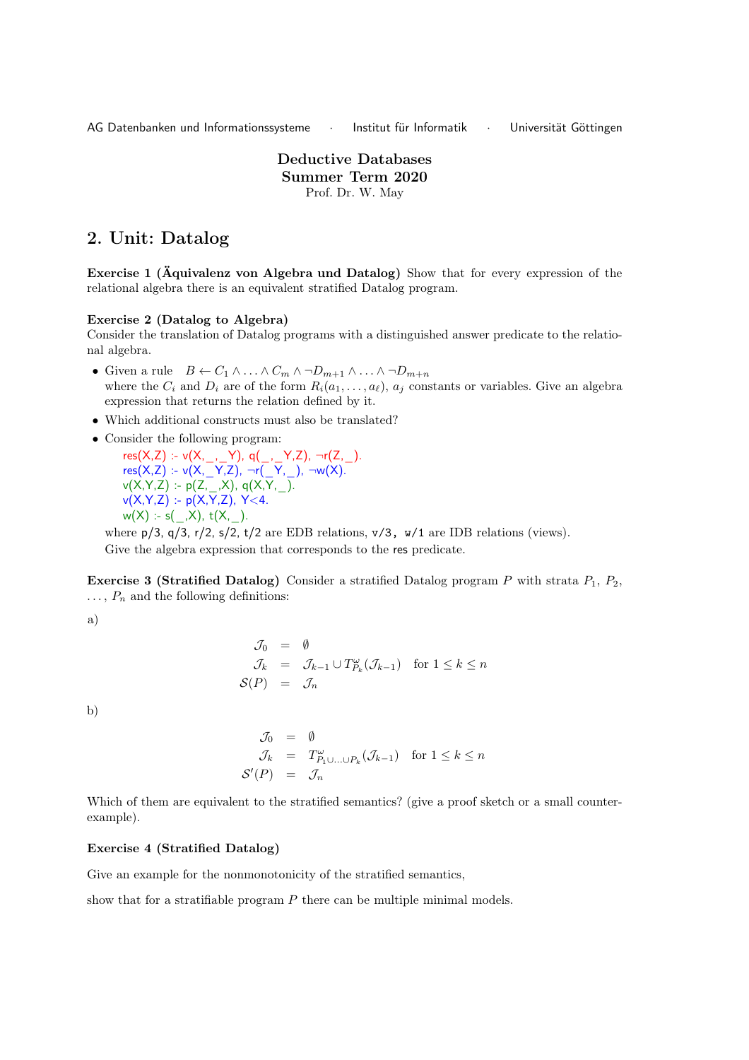AG Datenbanken und Informationssysteme · Institut für Informatik · Universität Göttingen

# Deductive Databases
## Summer Term 2020
Prof. Dr. W. May

## 2. Unit: Datalog

**Exercise 1 (Äquivalenz von Algebra und Datalog)** Show that for every expression of the relational algebra there is an equivalent stratified Datalog program.

**Exercise 2 (Datalog to Algebra)**
Consider the translation of Datalog programs with a distinguished answer predicate to the relational algebra.

- Given a rule $B \leftarrow C_1 \wedge \ldots \wedge C_m \wedge \neg D_{m+1} \wedge \ldots \wedge \neg D_{m+n}$ where the $C_i$ and $D_i$ are of the form $R_i(a_1, \ldots, a_\ell)$, $a_j$ constants or variables. Give an algebra expression that returns the relation defined by it.
- Which additional constructs must also be translated?
- Consider the following program:

```
res(X,Z) :- v(X,_,_Y), q(_,_Y,Z), ¬r(Z,_).
res(X,Z) :- v(X,_Y,Z), ¬r(_Y,_), ¬w(X).
v(X,Y,Z) :- p(Z,_,X), q(X,Y,_).
v(X,Y,Z) :- p(X,Y,Z), Y<4.
w(X) :- s(_,X), t(X,_).
```

where p/3, q/3, r/2, s/2, t/2 are EDB relations, v/3, w/1 are IDB relations (views). Give the algebra expression that corresponds to the res predicate.

**Exercise 3 (Stratified Datalog)** Consider a stratified Datalog program $P$ with strata $P_1$, $P_2$, ..., $P_n$ and the following definitions:

a)

$$
\begin{aligned}
\mathcal{J}_0 &= \emptyset \\
\mathcal{J}_k &= \mathcal{J}_{k-1} \cup T^{\omega}_{P_k}(\mathcal{J}_{k-1}) \quad \text{for } 1 \leq k \leq n \\
\mathcal{S}(P) &= \mathcal{J}_n
\end{aligned}
$$

b)

$$
\begin{aligned}
\mathcal{J}_0 &= \emptyset \\
\mathcal{J}_k &= T^{\omega}_{P_1 \cup \ldots \cup P_k}(\mathcal{J}_{k-1}) \quad \text{for } 1 \leq k \leq n \\
\mathcal{S}'(P) &= \mathcal{J}_n
\end{aligned}
$$

Which of them are equivalent to the stratified semantics? (give a proof sketch or a small counter-example).

**Exercise 4 (Stratified Datalog)**

Give an example for the nonmonotonicity of the stratified semantics,

show that for a stratifiable program $P$ there can be multiple minimal models.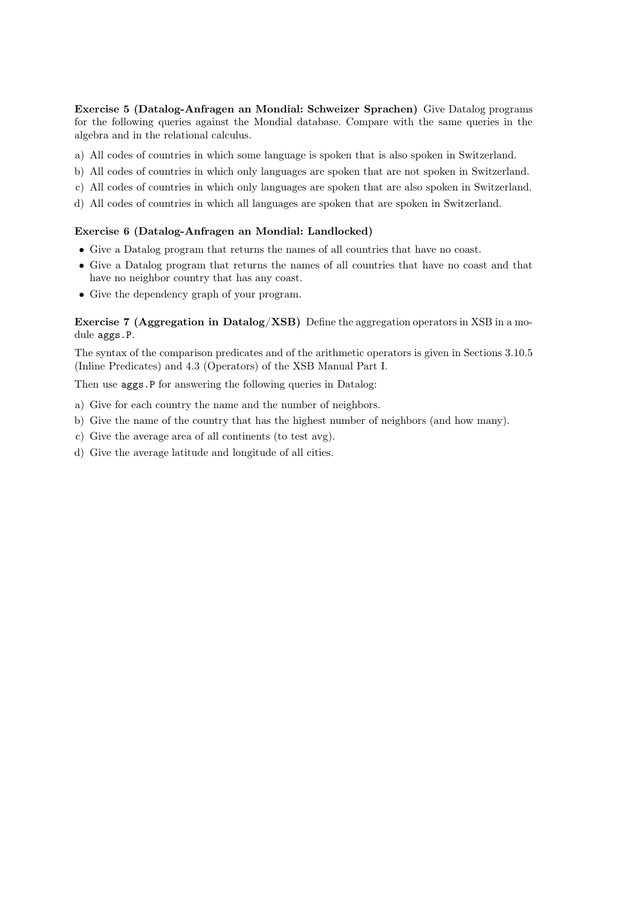**Exercise 5 (Datalog-Anfragen an Mondial: Schweizer Sprachen)** Give Datalog programs for the following queries against the Mondial database. Compare with the same queries in the algebra and in the relational calculus.

a) All codes of countries in which some language is spoken that is also spoken in Switzerland.

b) All codes of countries in which only languages are spoken that are not spoken in Switzerland.

c) All codes of countries in which only languages are spoken that are also spoken in Switzerland.

d) All codes of countries in which all languages are spoken that are spoken in Switzerland.

**Exercise 6 (Datalog-Anfragen an Mondial: Landlocked)**

- Give a Datalog program that returns the names of all countries that have no coast.
- Give a Datalog program that returns the names of all countries that have no coast and that have no neighbor country that has any coast.
- Give the dependency graph of your program.

**Exercise 7 (Aggregation in Datalog/XSB)** Define the aggregation operators in XSB in a module `aggs.P`.

The syntax of the comparison predicates and of the arithmetic operators is given in Sections 3.10.5 (Inline Predicates) and 4.3 (Operators) of the XSB Manual Part I.

Then use `aggs.P` for answering the following queries in Datalog:

a) Give for each country the name and the number of neighbors.

b) Give the name of the country that has the highest number of neighbors (and how many).

c) Give the average area of all continents (to test avg).

d) Give the average latitude and longitude of all cities.